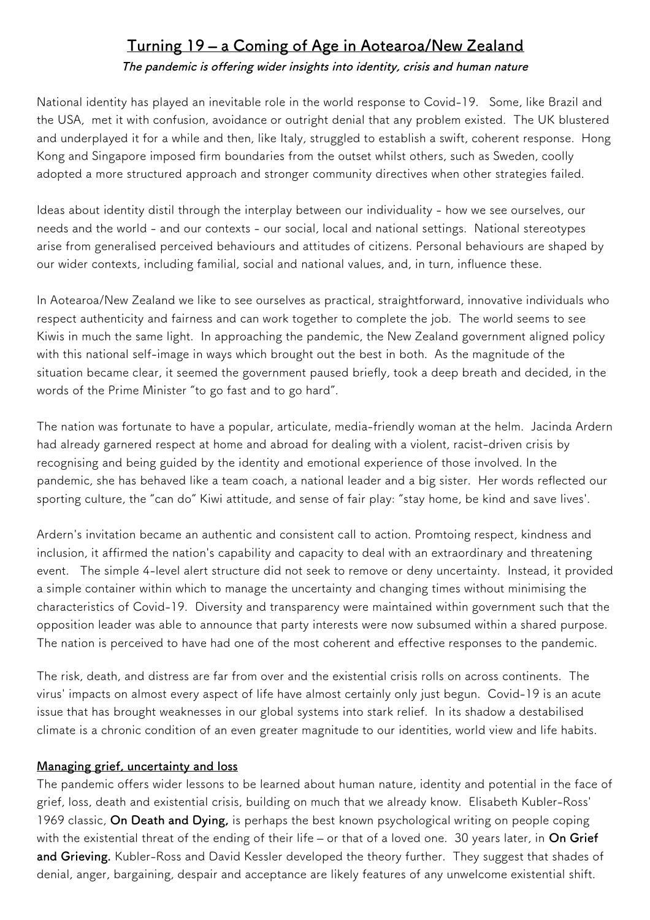# Turning 19 – a Coming of Age in Aotearoa/New Zealand

*The pandemic is offering wider insights into identity, crisis and human nature*

National identity has played an inevitable role in the world response to Covid-19. Some, like Brazil and the USA, met it with confusion, avoidance or outright denial that any problem existed. The UK blustered and underplayed it for a while and then, like Italy, struggled to establish a swift, coherent response. Hong Kong and Singapore imposed firm boundaries from the outset whilst others, such as Sweden, coolly adopted a more structured approach and stronger community directives when other strategies failed.

Ideas about identity distil through the interplay between our individuality - how we see ourselves, our needs and the world - and our contexts - our social, local and national settings. National stereotypes arise from generalised perceived behaviours and attitudes of citizens. Personal behaviours are shaped by our wider contexts, including familial, social and national values, and, in turn, influence these.

In Aotearoa/New Zealand we like to see ourselves as practical, straightforward, innovative individuals who respect authenticity and fairness and can work together to complete the job. The world seems to see Kiwis in much the same light. In approaching the pandemic, the New Zealand government aligned policy with this national self-image in ways which brought out the best in both. As the magnitude of the situation became clear, it seemed the government paused briefly, took a deep breath and decided, in the words of the Prime Minister "to go fast and to go hard".

The nation was fortunate to have a popular, articulate, media-friendly woman at the helm. Jacinda Ardern had already garnered respect at home and abroad for dealing with a violent, racist-driven crisis by recognising and being guided by the identity and emotional experience of those involved. In the pandemic, she has behaved like a team coach, a national leader and a big sister. Her words reflected our sporting culture, the "can do" Kiwi attitude, and sense of fair play: "stay home, be kind and save lives'.

Ardern's invitation became an authentic and consistent call to action. Promtoing respect, kindness and inclusion, it affirmed the nation's capability and capacity to deal with an extraordinary and threatening event. The simple 4-level alert structure did not seek to remove or deny uncertainty. Instead, it provided a simple container within which to manage the uncertainty and changing times without minimising the characteristics of Covid-19. Diversity and transparency were maintained within government such that the opposition leader was able to announce that party interests were now subsumed within a shared purpose. The nation is perceived to have had one of the most coherent and effective responses to the pandemic.

The risk, death, and distress are far from over and the existential crisis rolls on across continents. The virus' impacts on almost every aspect of life have almost certainly only just begun. Covid-19 is an acute issue that has brought weaknesses in our global systems into stark relief. In its shadow a destabilised climate is a chronic condition of an even greater magnitude to our identities, world view and life habits.

## Managing grief, uncertainty and loss

The pandemic offers wider lessons to be learned about human nature, identity and potential in the face of grief, loss, death and existential crisis, building on much that we already know. Elisabeth Kubler-Ross' 1969 classic, **On Death and Dying,** is perhaps the best known psychological writing on people coping with the existential threat of the ending of their life – or that of a loved one. 30 years later, in **On Grief and Grieving.** Kubler-Ross and David Kessler developed the theory further. They suggest that shades of denial, anger, bargaining, despair and acceptance are likely features of any unwelcome existential shift.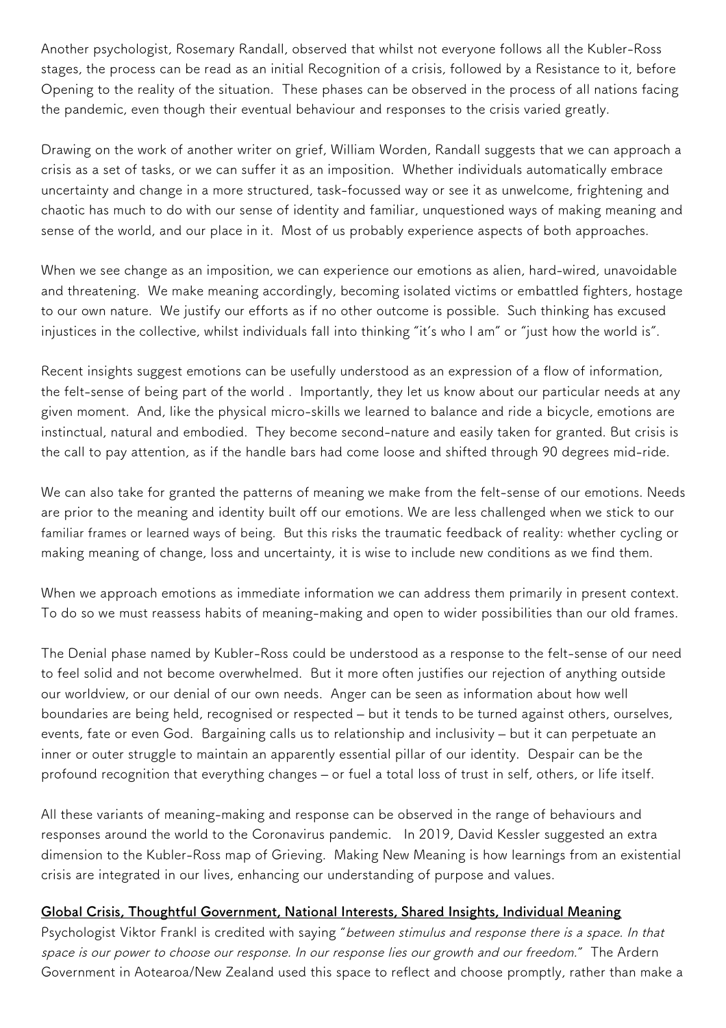Another psychologist, Rosemary Randall, observed that whilst not everyone follows all the Kubler-Ross stages, the process can be read as an initial Recognition of a crisis, followed by a Resistance to it, before Opening to the reality of the situation. These phases can be observed in the process of all nations facing the pandemic, even though their eventual behaviour and responses to the crisis varied greatly.

Drawing on the work of another writer on grief, William Worden, Randall suggests that we can approach a crisis as a set of tasks, or we can suffer it as an imposition. Whether individuals automatically embrace uncertainty and change in a more structured, task-focussed way or see it as unwelcome, frightening and chaotic has much to do with our sense of identity and familiar, unquestioned ways of making meaning and sense of the world, and our place in it. Most of us probably experience aspects of both approaches.

When we see change as an imposition, we can experience our emotions as alien, hard-wired, unavoidable and threatening. We make meaning accordingly, becoming isolated victims or embattled fighters, hostage to our own nature. We justify our efforts as if no other outcome is possible. Such thinking has excused injustices in the collective, whilst individuals fall into thinking "it's who I am" or "just how the world is".

Recent insights suggest emotions can be usefully understood as an expression of a flow of information, the felt-sense of being part of the world . Importantly, they let us know about our particular needs at any given moment. And, like the physical micro-skills we learned to balance and ride a bicycle, emotions are instinctual, natural and embodied. They become second-nature and easily taken for granted. But crisis is the call to pay attention, as if the handle bars had come loose and shifted through 90 degrees mid-ride.

We can also take for granted the patterns of meaning we make from the felt-sense of our emotions. Needs are prior to the meaning and identity built off our emotions. We are less challenged when we stick to our familiar frames or learned ways of being. But this risks the traumatic feedback of reality: whether cycling or making meaning of change, loss and uncertainty, it is wise to include new conditions as we find them.

When we approach emotions as immediate information we can address them primarily in present context. To do so we must reassess habits of meaning-making and open to wider possibilities than our old frames.

The Denial phase named by Kubler-Ross could be understood as a response to the felt-sense of our need to feel solid and not become overwhelmed. But it more often justifies our rejection of anything outside our worldview, or our denial of our own needs. Anger can be seen as information about how well boundaries are being held, recognised or respected – but it tends to be turned against others, ourselves, events, fate or even God. Bargaining calls us to relationship and inclusivity – but it can perpetuate an inner or outer struggle to maintain an apparently essential pillar of our identity. Despair can be the profound recognition that everything changes – or fuel a total loss of trust in self, others, or life itself.

All these variants of meaning-making and response can be observed in the range of behaviours and responses around the world to the Coronavirus pandemic. In 2019, David Kessler suggested an extra dimension to the Kubler-Ross map of Grieving. Making New Meaning is how learnings from an existential crisis are integrated in our lives, enhancing our understanding of purpose and values.

## Global Crisis, Thoughtful Government, National Interests, Shared Insights, Individual Meaning

Psychologist Viktor Frankl is credited with saying "*between stimulus and response there is a space. In that space is our power to choose our response. In our response lies our growth and our freedom.*" The Ardern Government in Aotearoa/New Zealand used this space to reflect and choose promptly, rather than make a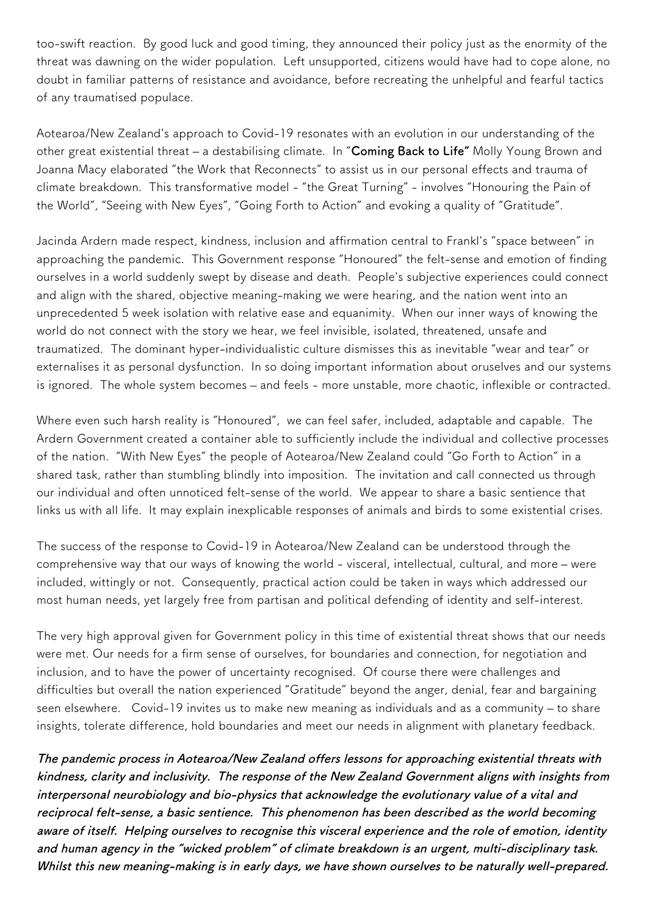too-swift reaction. By good luck and good timing, they announced their policy just as the enormity of the threat was dawning on the wider population. Left unsupported, citizens would have had to cope alone, no doubt in familiar patterns of resistance and avoidance, before recreating the unhelpful and fearful tactics of any traumatised populace.

Aotearoa/New Zealand's approach to Covid-19 resonates with an evolution in our understanding of the other great existential threat – a destabilising climate. In "**Coming Back to Life"** Molly Young Brown and Joanna Macy elaborated "the Work that Reconnects" to assist us in our personal effects and trauma of climate breakdown. This transformative model - "the Great Turning" - involves "Honouring the Pain of the World", "Seeing with New Eyes", "Going Forth to Action" and evoking a quality of "Gratitude".

Jacinda Ardern made respect, kindness, inclusion and affirmation central to Frankl's "space between" in approaching the pandemic. This Government response "Honoured" the felt-sense and emotion of finding ourselves in a world suddenly swept by disease and death. People's subjective experiences could connect and align with the shared, objective meaning-making we were hearing, and the nation went into an unprecedented 5 week isolation with relative ease and equanimity. When our inner ways of knowing the world do not connect with the story we hear, we feel invisible, isolated, threatened, unsafe and traumatized. The dominant hyper-individualistic culture dismisses this as inevitable "wear and tear" or externalises it as personal dysfunction. In so doing important information about oruselves and our systems is ignored. The whole system becomes – and feels - more unstable, more chaotic, inflexible or contracted.

Where even such harsh reality is "Honoured", we can feel safer, included, adaptable and capable. The Ardern Government created a container able to sufficiently include the individual and collective processes of the nation. "With New Eyes" the people of Aotearoa/New Zealand could "Go Forth to Action" in a shared task, rather than stumbling blindly into imposition. The invitation and call connected us through our individual and often unnoticed felt-sense of the world. We appear to share a basic sentience that links us with all life. It may explain inexplicable responses of animals and birds to some existential crises.

The success of the response to Covid-19 in Aotearoa/New Zealand can be understood through the comprehensive way that our ways of knowing the world - visceral, intellectual, cultural, and more – were included, wittingly or not. Consequently, practical action could be taken in ways which addressed our most human needs, yet largely free from partisan and political defending of identity and self-interest.

The very high approval given for Government policy in this time of existential threat shows that our needs were met. Our needs for a firm sense of ourselves, for boundaries and connection, for negotiation and inclusion, and to have the power of uncertainty recognised. Of course there were challenges and difficulties but overall the nation experienced "Gratitude" beyond the anger, denial, fear and bargaining seen elsewhere. Covid-19 invites us to make new meaning as individuals and as a community – to share insights, tolerate difference, hold boundaries and meet our needs in alignment with planetary feedback.

***The pandemic process in Aotearoa/New Zealand offers lessons for approaching existential threats with kindness, clarity and inclusivity. The response of the New Zealand Government aligns with insights from interpersonal neurobiology and bio-physics that acknowledge the evolutionary value of a vital and reciprocal felt-sense, a basic sentience. This phenomenon has been described as the world becoming aware of itself. Helping ourselves to recognise this visceral experience and the role of emotion, identity and human agency in the "wicked problem" of climate breakdown is an urgent, multi-disciplinary task. Whilst this new meaning-making is in early days, we have shown ourselves to be naturally well-prepared.***